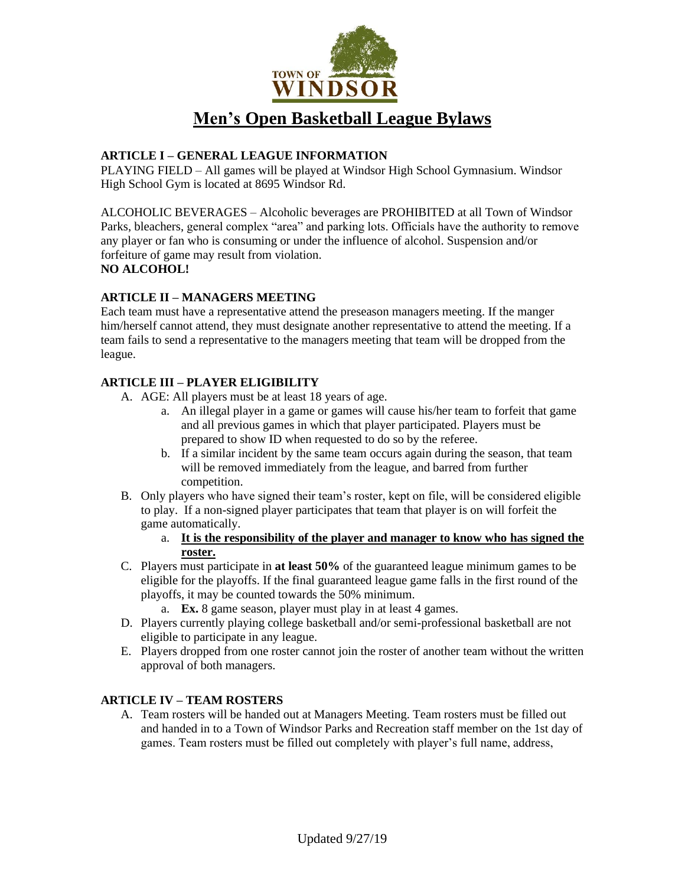TOWN OF WINDSOR

# Men's Open Basketball League Bylaws

**ARTICLE I – GENERAL LEAGUE INFORMATION**

PLAYING FIELD – All games will be played at Windsor High School Gymnasium. Windsor High School Gym is located at 8695 Windsor Rd.

ALCOHOLIC BEVERAGES – Alcoholic beverages are PROHIBITED at all Town of Windsor Parks, bleachers, general complex "area" and parking lots. Officials have the authority to remove any player or fan who is consuming or under the influence of alcohol. Suspension and/or forfeiture of game may result from violation.

**NO ALCOHOL!**

**ARTICLE II – MANAGERS MEETING**

Each team must have a representative attend the preseason managers meeting. If the manger him/herself cannot attend, they must designate another representative to attend the meeting. If a team fails to send a representative to the managers meeting that team will be dropped from the league.

**ARTICLE III – PLAYER ELIGIBILITY**

A. AGE: All players must be at least 18 years of age.
   a. An illegal player in a game or games will cause his/her team to forfeit that game and all previous games in which that player participated. Players must be prepared to show ID when requested to do so by the referee.
   b. If a similar incident by the same team occurs again during the season, that team will be removed immediately from the league, and barred from further competition.
B. Only players who have signed their team's roster, kept on file, will be considered eligible to play. If a non-signed player participates that team that player is on will forfeit the game automatically.
   a. **It is the responsibility of the player and manager to know who has signed the roster.**
C. Players must participate in **at least 50%** of the guaranteed league minimum games to be eligible for the playoffs. If the final guaranteed league game falls in the first round of the playoffs, it may be counted towards the 50% minimum.
   a. **Ex.** 8 game season, player must play in at least 4 games.
D. Players currently playing college basketball and/or semi-professional basketball are not eligible to participate in any league.
E. Players dropped from one roster cannot join the roster of another team without the written approval of both managers.

**ARTICLE IV – TEAM ROSTERS**

A. Team rosters will be handed out at Managers Meeting. Team rosters must be filled out and handed in to a Town of Windsor Parks and Recreation staff member on the 1st day of games. Team rosters must be filled out completely with player's full name, address,

Updated 9/27/19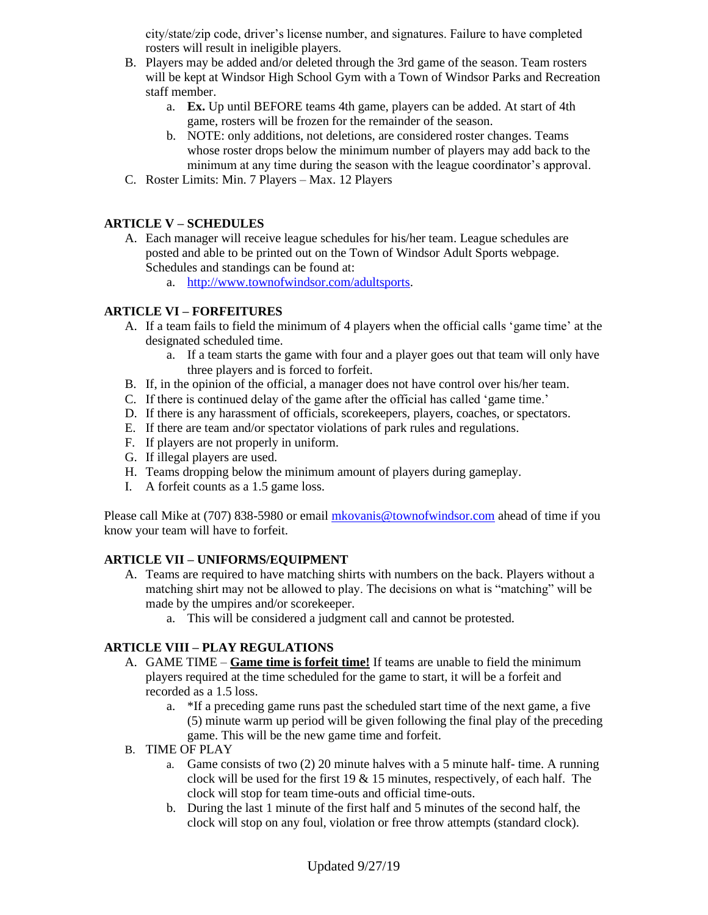city/state/zip code, driver's license number, and signatures. Failure to have completed rosters will result in ineligible players.

B. Players may be added and/or deleted through the 3rd game of the season. Team rosters will be kept at Windsor High School Gym with a Town of Windsor Parks and Recreation staff member.
   a. **Ex.** Up until BEFORE teams 4th game, players can be added. At start of 4th game, rosters will be frozen for the remainder of the season.
   b. NOTE: only additions, not deletions, are considered roster changes. Teams whose roster drops below the minimum number of players may add back to the minimum at any time during the season with the league coordinator's approval.

C. Roster Limits: Min. 7 Players – Max. 12 Players

**ARTICLE V – SCHEDULES**

A. Each manager will receive league schedules for his/her team. League schedules are posted and able to be printed out on the Town of Windsor Adult Sports webpage. Schedules and standings can be found at:
   a. http://www.townofwindsor.com/adultsports.

**ARTICLE VI – FORFEITURES**

A. If a team fails to field the minimum of 4 players when the official calls 'game time' at the designated scheduled time.
   a. If a team starts the game with four and a player goes out that team will only have three players and is forced to forfeit.

B. If, in the opinion of the official, a manager does not have control over his/her team.

C. If there is continued delay of the game after the official has called 'game time.'

D. If there is any harassment of officials, scorekeepers, players, coaches, or spectators.

E. If there are team and/or spectator violations of park rules and regulations.

F. If players are not properly in uniform.

G. If illegal players are used.

H. Teams dropping below the minimum amount of players during gameplay.

I. A forfeit counts as a 1.5 game loss.

Please call Mike at (707) 838-5980 or email mkovanis@townofwindsor.com ahead of time if you know your team will have to forfeit.

**ARTICLE VII – UNIFORMS/EQUIPMENT**

A. Teams are required to have matching shirts with numbers on the back. Players without a matching shirt may not be allowed to play. The decisions on what is "matching" will be made by the umpires and/or scorekeeper.
   a. This will be considered a judgment call and cannot be protested.

**ARTICLE VIII – PLAY REGULATIONS**

A. GAME TIME – **Game time is forfeit time!** If teams are unable to field the minimum players required at the time scheduled for the game to start, it will be a forfeit and recorded as a 1.5 loss.
   a. *If a preceding game runs past the scheduled start time of the next game, a five (5) minute warm up period will be given following the final play of the preceding game. This will be the new game time and forfeit.

B. TIME OF PLAY
   a. Game consists of two (2) 20 minute halves with a 5 minute half- time. A running clock will be used for the first 19 & 15 minutes, respectively, of each half. The clock will stop for team time-outs and official time-outs.
   b. During the last 1 minute of the first half and 5 minutes of the second half, the clock will stop on any foul, violation or free throw attempts (standard clock).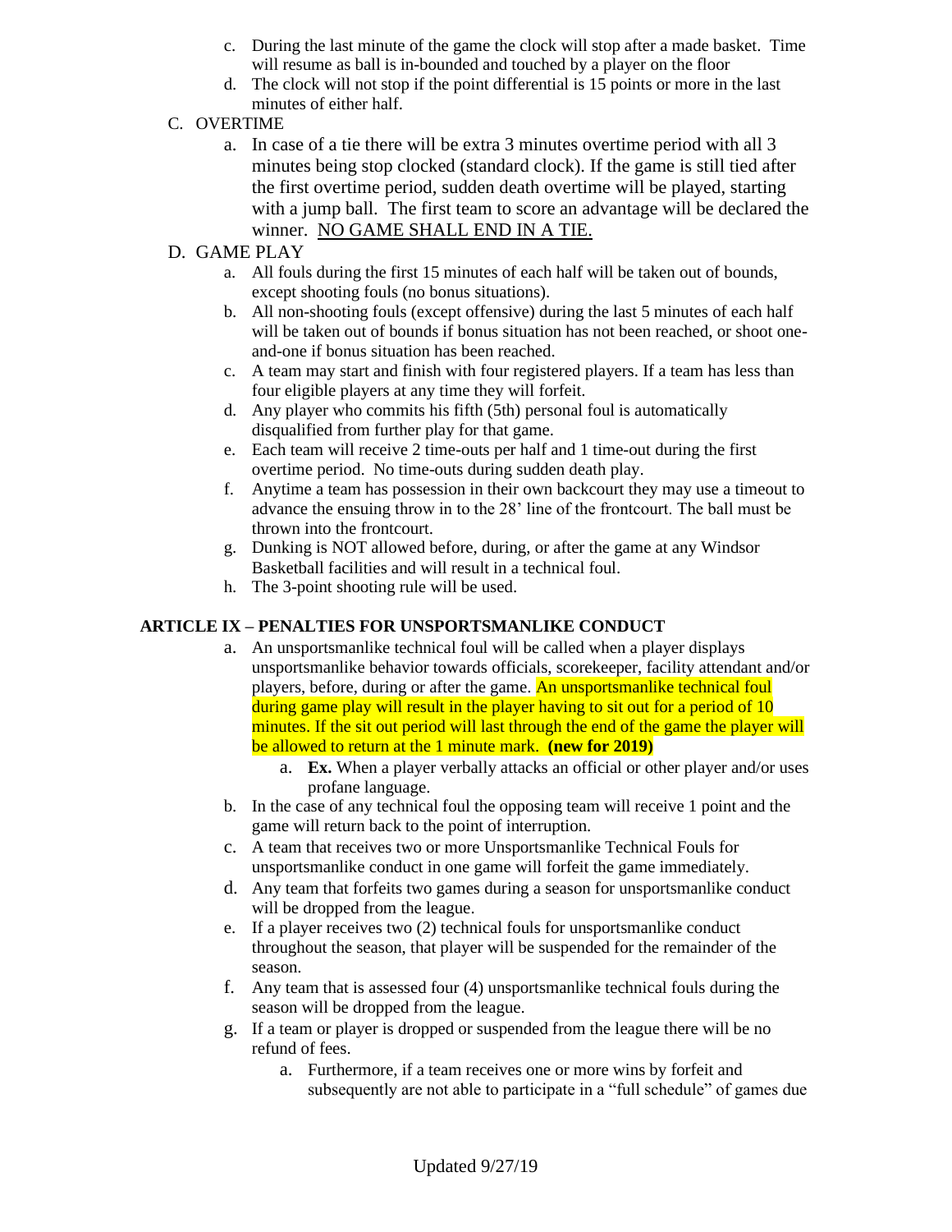c. During the last minute of the game the clock will stop after a made basket. Time will resume as ball is in-bounded and touched by a player on the floor
d. The clock will not stop if the point differential is 15 points or more in the last minutes of either half.

C. OVERTIME

a. In case of a tie there will be extra 3 minutes overtime period with all 3 minutes being stop clocked (standard clock). If the game is still tied after the first overtime period, sudden death overtime will be played, starting with a jump ball. The first team to score an advantage will be declared the winner. <u>NO GAME SHALL END IN A TIE.</u>

D. GAME PLAY

a. All fouls during the first 15 minutes of each half will be taken out of bounds, except shooting fouls (no bonus situations).
b. All non-shooting fouls (except offensive) during the last 5 minutes of each half will be taken out of bounds if bonus situation has not been reached, or shoot one-and-one if bonus situation has been reached.
c. A team may start and finish with four registered players. If a team has less than four eligible players at any time they will forfeit.
d. Any player who commits his fifth (5th) personal foul is automatically disqualified from further play for that game.
e. Each team will receive 2 time-outs per half and 1 time-out during the first overtime period. No time-outs during sudden death play.
f. Anytime a team has possession in their own backcourt they may use a timeout to advance the ensuing throw in to the 28' line of the frontcourt. The ball must be thrown into the frontcourt.
g. Dunking is NOT allowed before, during, or after the game at any Windsor Basketball facilities and will result in a technical foul.
h. The 3-point shooting rule will be used.

## ARTICLE IX – PENALTIES FOR UNSPORTSMANLIKE CONDUCT

a. An unsportsmanlike technical foul will be called when a player displays unsportsmanlike behavior towards officials, scorekeeper, facility attendant and/or players, before, during or after the game. An unsportsmanlike technical foul during game play will result in the player having to sit out for a period of 10 minutes. If the sit out period will last through the end of the game the player will be allowed to return at the 1 minute mark. **(new for 2019)**
   a. **Ex.** When a player verbally attacks an official or other player and/or uses profane language.
b. In the case of any technical foul the opposing team will receive 1 point and the game will return back to the point of interruption.
c. A team that receives two or more Unsportsmanlike Technical Fouls for unsportsmanlike conduct in one game will forfeit the game immediately.
d. Any team that forfeits two games during a season for unsportsmanlike conduct will be dropped from the league.
e. If a player receives two (2) technical fouls for unsportsmanlike conduct throughout the season, that player will be suspended for the remainder of the season.
f. Any team that is assessed four (4) unsportsmanlike technical fouls during the season will be dropped from the league.
g. If a team or player is dropped or suspended from the league there will be no refund of fees.
   a. Furthermore, if a team receives one or more wins by forfeit and subsequently are not able to participate in a "full schedule" of games due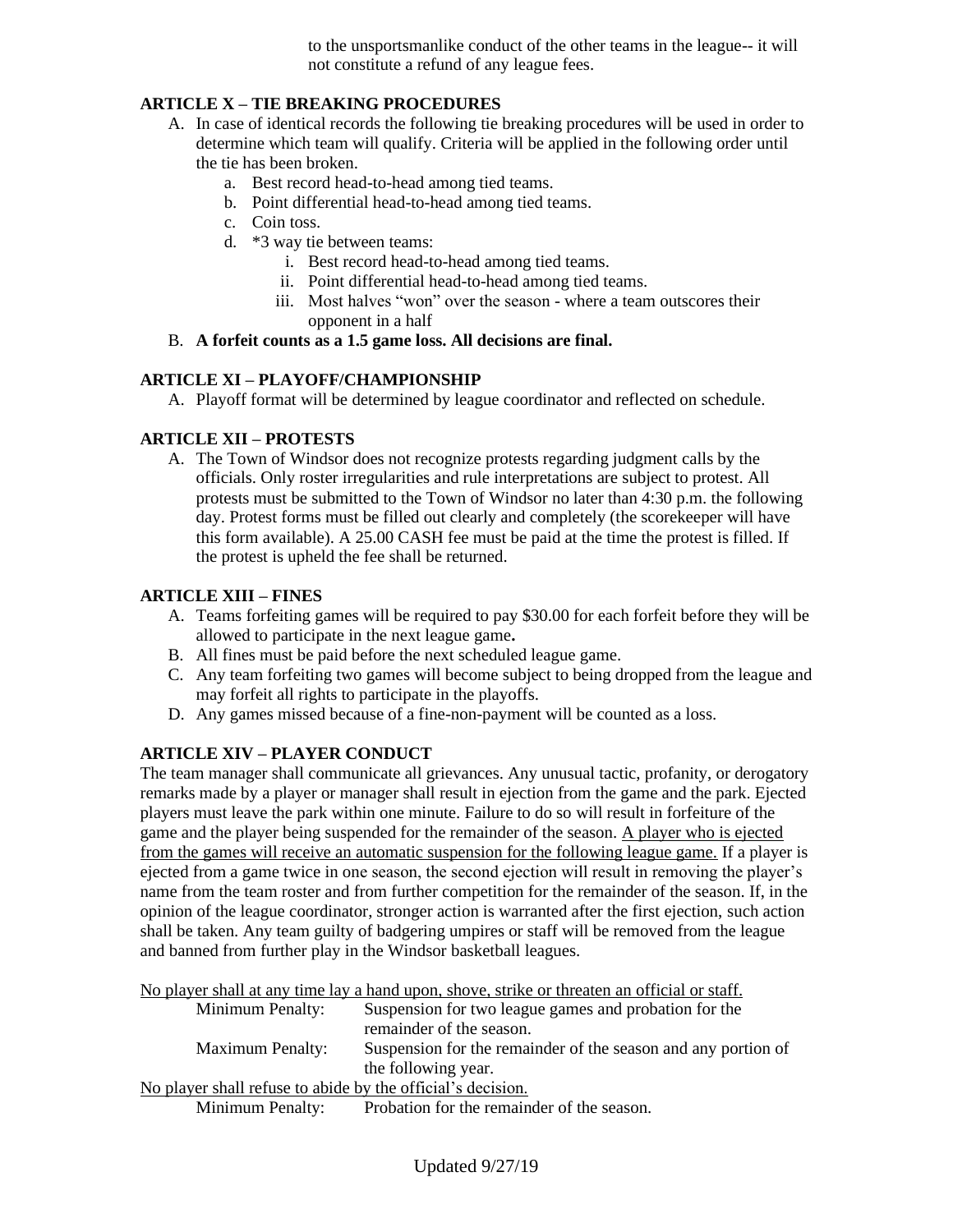to the unsportsmanlike conduct of the other teams in the league-- it will not constitute a refund of any league fees.

### ARTICLE X – TIE BREAKING PROCEDURES

A. In case of identical records the following tie breaking procedures will be used in order to determine which team will qualify. Criteria will be applied in the following order until the tie has been broken.
   a. Best record head-to-head among tied teams.
   b. Point differential head-to-head among tied teams.
   c. Coin toss.
   d. *3 way tie between teams:
      i. Best record head-to-head among tied teams.
      ii. Point differential head-to-head among tied teams.
      iii. Most halves "won" over the season - where a team outscores their opponent in a half

B. **A forfeit counts as a 1.5 game loss. All decisions are final.**

### ARTICLE XI – PLAYOFF/CHAMPIONSHIP

A. Playoff format will be determined by league coordinator and reflected on schedule.

### ARTICLE XII – PROTESTS

A. The Town of Windsor does not recognize protests regarding judgment calls by the officials. Only roster irregularities and rule interpretations are subject to protest. All protests must be submitted to the Town of Windsor no later than 4:30 p.m. the following day. Protest forms must be filled out clearly and completely (the scorekeeper will have this form available). A 25.00 CASH fee must be paid at the time the protest is filled. If the protest is upheld the fee shall be returned.

### ARTICLE XIII – FINES

A. Teams forfeiting games will be required to pay $30.00 for each forfeit before they will be allowed to participate in the next league game**.**
B. All fines must be paid before the next scheduled league game.
C. Any team forfeiting two games will become subject to being dropped from the league and may forfeit all rights to participate in the playoffs.
D. Any games missed because of a fine-non-payment will be counted as a loss.

### ARTICLE XIV – PLAYER CONDUCT

The team manager shall communicate all grievances. Any unusual tactic, profanity, or derogatory remarks made by a player or manager shall result in ejection from the game and the park. Ejected players must leave the park within one minute. Failure to do so will result in forfeiture of the game and the player being suspended for the remainder of the season. <u>A player who is ejected from the games will receive an automatic suspension for the following league game.</u> If a player is ejected from a game twice in one season, the second ejection will result in removing the player's name from the team roster and from further competition for the remainder of the season. If, in the opinion of the league coordinator, stronger action is warranted after the first ejection, such action shall be taken. Any team guilty of badgering umpires or staff will be removed from the league and banned from further play in the Windsor basketball leagues.

<u>No player shall at any time lay a hand upon, shove, strike or threaten an official or staff.</u>

Minimum Penalty: Suspension for two league games and probation for the remainder of the season.

Maximum Penalty: Suspension for the remainder of the season and any portion of the following year.

<u>No player shall refuse to abide by the official's decision.</u>

Minimum Penalty: Probation for the remainder of the season.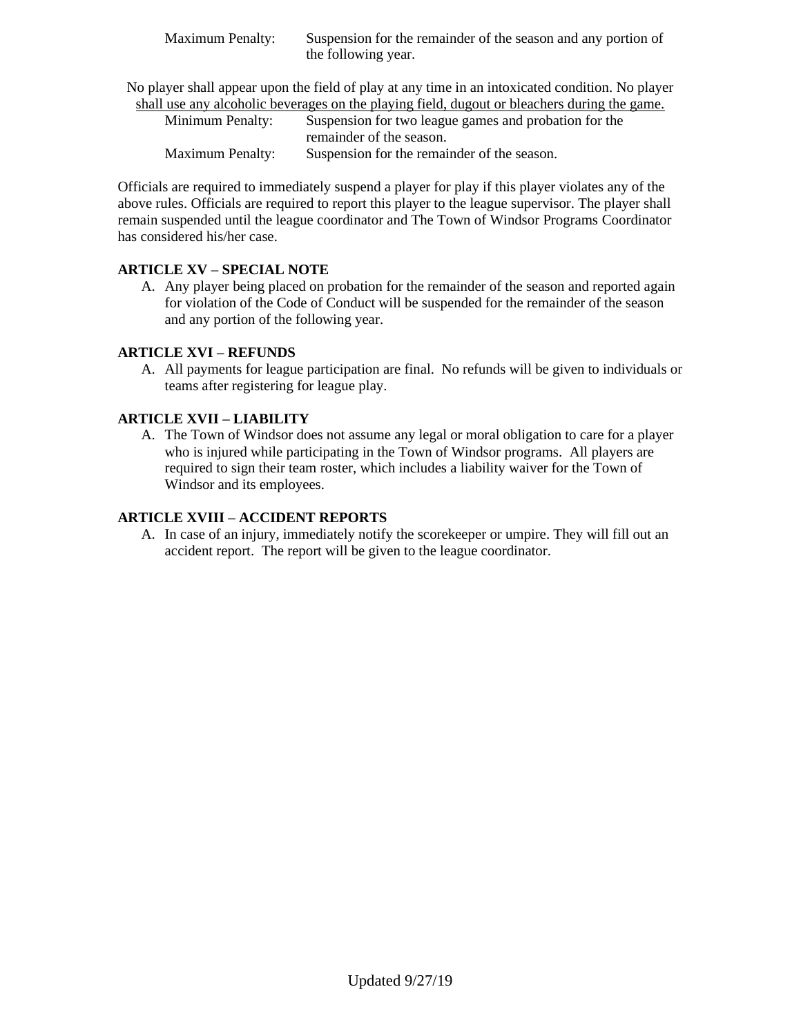Maximum Penalty: Suspension for the remainder of the season and any portion of the following year.

No player shall appear upon the field of play at any time in an intoxicated condition. No player <u>shall use any alcoholic beverages on the playing field, dugout or bleachers during the game.</u>

Minimum Penalty: Suspension for two league games and probation for the remainder of the season.

Maximum Penalty: Suspension for the remainder of the season.

Officials are required to immediately suspend a player for play if this player violates any of the above rules. Officials are required to report this player to the league supervisor. The player shall remain suspended until the league coordinator and The Town of Windsor Programs Coordinator has considered his/her case.

**ARTICLE XV – SPECIAL NOTE**

A. Any player being placed on probation for the remainder of the season and reported again for violation of the Code of Conduct will be suspended for the remainder of the season and any portion of the following year.

**ARTICLE XVI – REFUNDS**

A. All payments for league participation are final. No refunds will be given to individuals or teams after registering for league play.

**ARTICLE XVII – LIABILITY**

A. The Town of Windsor does not assume any legal or moral obligation to care for a player who is injured while participating in the Town of Windsor programs. All players are required to sign their team roster, which includes a liability waiver for the Town of Windsor and its employees.

**ARTICLE XVIII – ACCIDENT REPORTS**

A. In case of an injury, immediately notify the scorekeeper or umpire. They will fill out an accident report. The report will be given to the league coordinator.

Updated 9/27/19